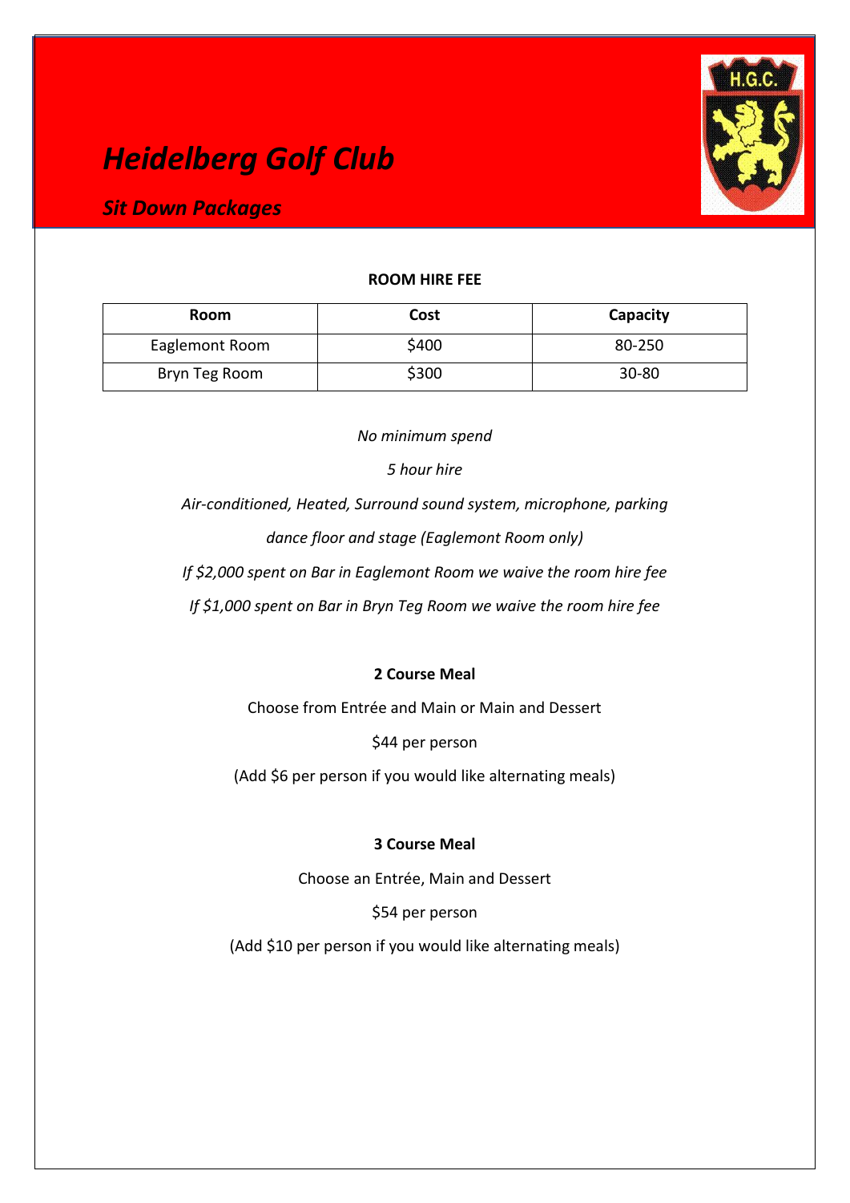# *Heidelberg Golf Club*

## *Sit Down Packages*

**ROOM HIRE FEE**

| Room | Cost | Capacity |
|---|---|---|
| Eaglemont Room | $400 | 80-250 |
| Bryn Teg Room | $300 | 30-80 |

*No minimum spend*

*5 hour hire*

*Air-conditioned, Heated, Surround sound system, microphone, parking*

*dance floor and stage (Eaglemont Room only)*

*If $2,000 spent on Bar in Eaglemont Room we waive the room hire fee*

*If $1,000 spent on Bar in Bryn Teg Room we waive the room hire fee*

**2 Course Meal**

Choose from Entrée and Main or Main and Dessert

$44 per person

(Add $6 per person if you would like alternating meals)

**3 Course Meal**

Choose an Entrée, Main and Dessert

$54 per person

(Add $10 per person if you would like alternating meals)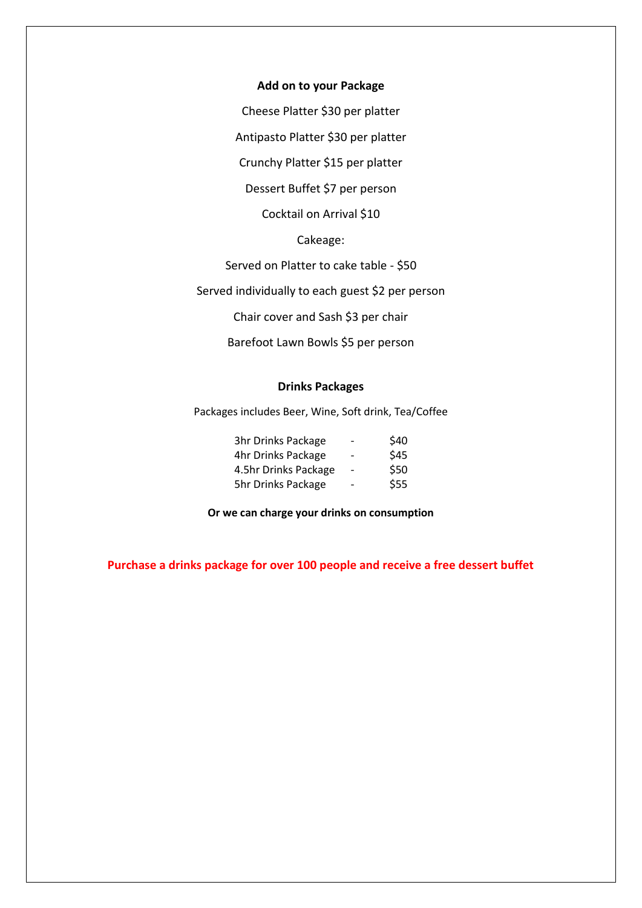**Add on to your Package**

Cheese Platter $30 per platter

Antipasto Platter $30 per platter

Crunchy Platter $15 per platter

Dessert Buffet $7 per person

Cocktail on Arrival $10

Cakeage:

Served on Platter to cake table - $50

Served individually to each guest $2 per person

Chair cover and Sash $3 per chair

Barefoot Lawn Bowls $5 per person

**Drinks Packages**

Packages includes Beer, Wine, Soft drink, Tea/Coffee

| | | |
|---|---|---|
| 3hr Drinks Package | - | $40 |
| 4hr Drinks Package | - | $45 |
| 4.5hr Drinks Package | - | $50 |
| 5hr Drinks Package | - | $55 |

**Or we can charge your drinks on consumption**

**Purchase a drinks package for over 100 people and receive a free dessert buffet**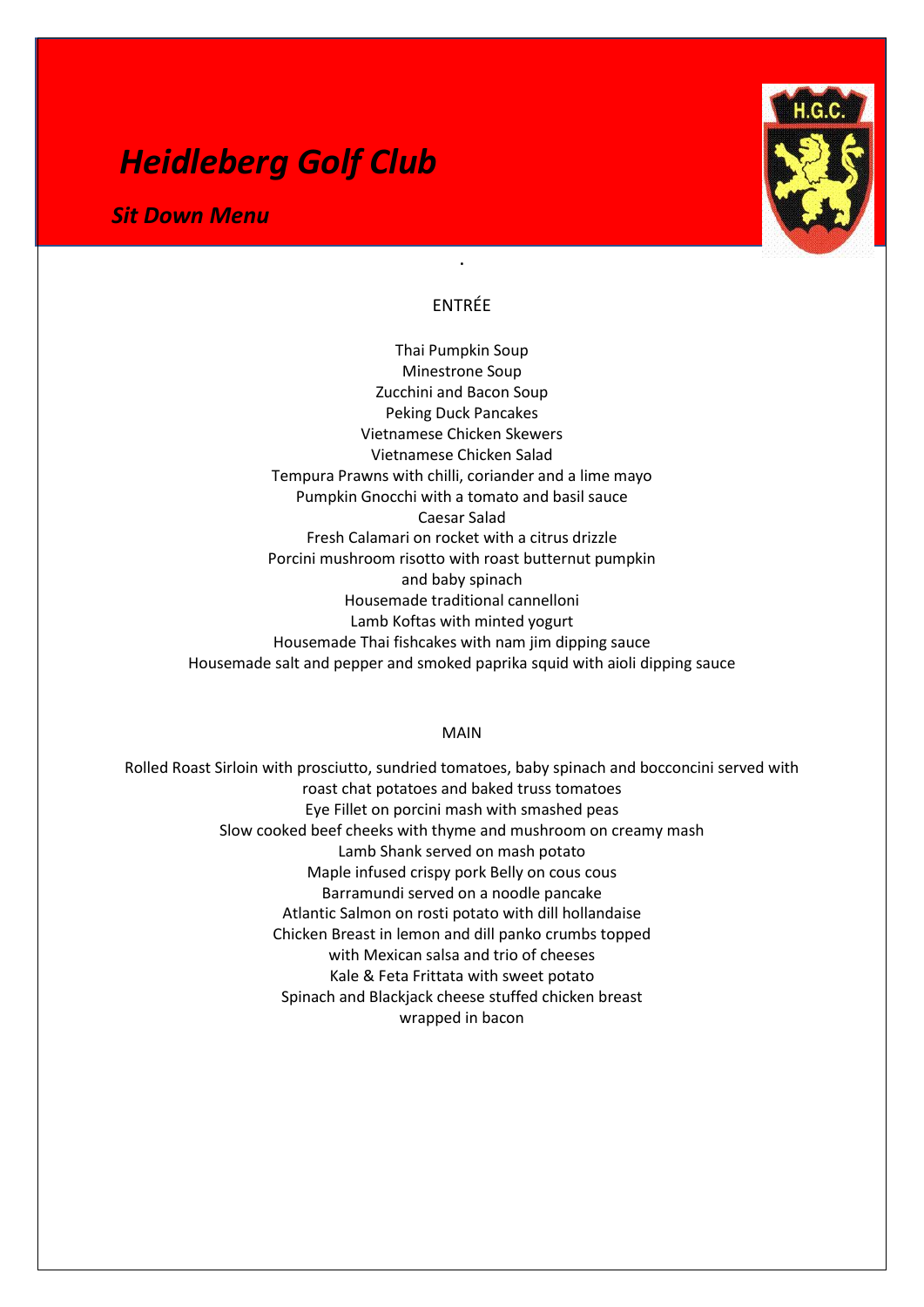# *Heidleberg Golf Club*

## *Sit Down Menu*

.

### ENTRÉE

Thai Pumpkin Soup
Minestrone Soup
Zucchini and Bacon Soup
Peking Duck Pancakes
Vietnamese Chicken Skewers
Vietnamese Chicken Salad
Tempura Prawns with chilli, coriander and a lime mayo
Pumpkin Gnocchi with a tomato and basil sauce
Caesar Salad
Fresh Calamari on rocket with a citrus drizzle
Porcini mushroom risotto with roast butternut pumpkin and baby spinach
Housemade traditional cannelloni
Lamb Koftas with minted yogurt
Housemade Thai fishcakes with nam jim dipping sauce
Housemade salt and pepper and smoked paprika squid with aioli dipping sauce

### MAIN

Rolled Roast Sirloin with prosciutto, sundried tomatoes, baby spinach and bocconcini served with roast chat potatoes and baked truss tomatoes
Eye Fillet on porcini mash with smashed peas
Slow cooked beef cheeks with thyme and mushroom on creamy mash
Lamb Shank served on mash potato
Maple infused crispy pork Belly on cous cous
Barramundi served on a noodle pancake
Atlantic Salmon on rosti potato with dill hollandaise
Chicken Breast in lemon and dill panko crumbs topped with Mexican salsa and trio of cheeses
Kale & Feta Frittata with sweet potato
Spinach and Blackjack cheese stuffed chicken breast wrapped in bacon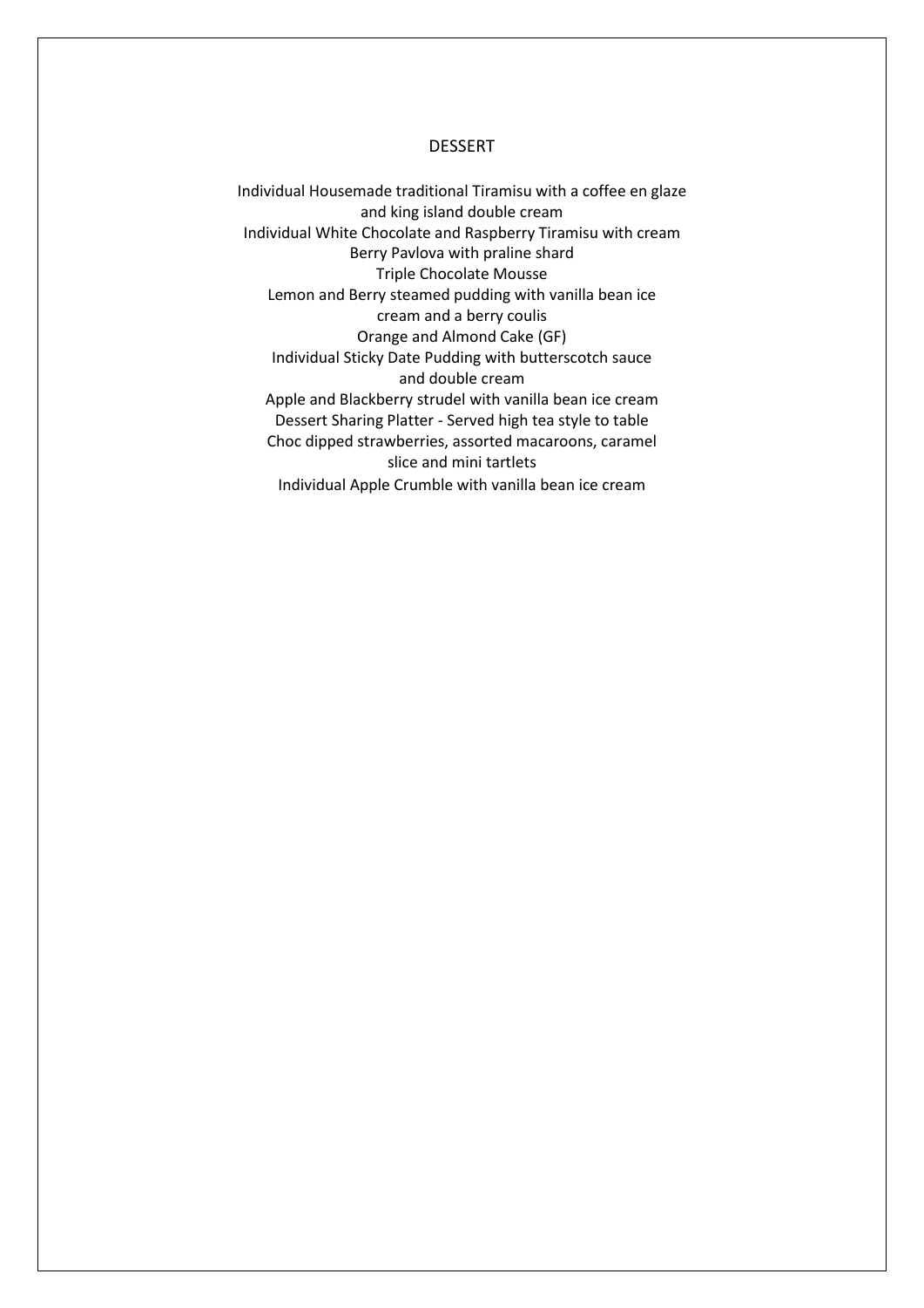# DESSERT

Individual Housemade traditional Tiramisu with a coffee en glaze and king island double cream

Individual White Chocolate and Raspberry Tiramisu with cream

Berry Pavlova with praline shard

Triple Chocolate Mousse

Lemon and Berry steamed pudding with vanilla bean ice cream and a berry coulis

Orange and Almond Cake (GF)

Individual Sticky Date Pudding with butterscotch sauce and double cream

Apple and Blackberry strudel with vanilla bean ice cream

Dessert Sharing Platter - Served high tea style to table

Choc dipped strawberries, assorted macaroons, caramel slice and mini tartlets

Individual Apple Crumble with vanilla bean ice cream